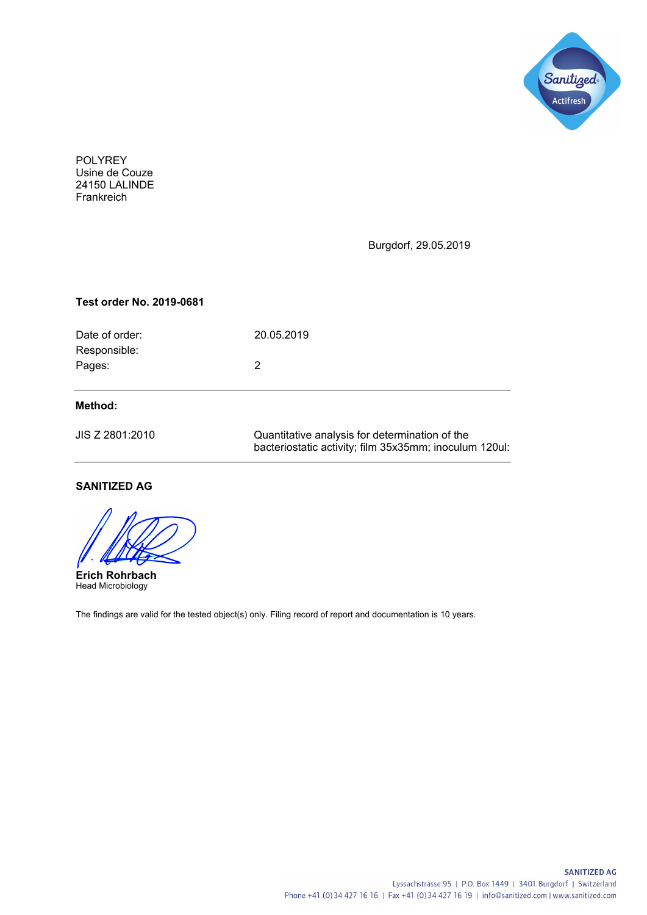POLYREY
Usine de Couze
24150 LALINDE
Frankreich

Burgdorf, 29.05.2019

**Test order No. 2019-0681**

| | |
|---|---|
| Date of order: | 20.05.2019 |
| Responsible: | |
| Pages: | 2 |

**Method:**

| | |
|---|---|
| JIS Z 2801:2010 | Quantitative analysis for determination of the bacteriostatic activity; film 35x35mm; inoculum 120ul: |

**SANITIZED AG**

**Erich Rohrbach**
Head Microbiology

The findings are valid for the tested object(s) only. Filing record of report and documentation is 10 years.

SANITIZED AG
Lyssachstrasse 95 | P.O. Box 1449 | 3401 Burgdorf | Switzerland
Phone +41 (0) 34 427 16 16 | Fax +41 (0) 34 427 16 19 | info@sanitized.com | www.sanitized.com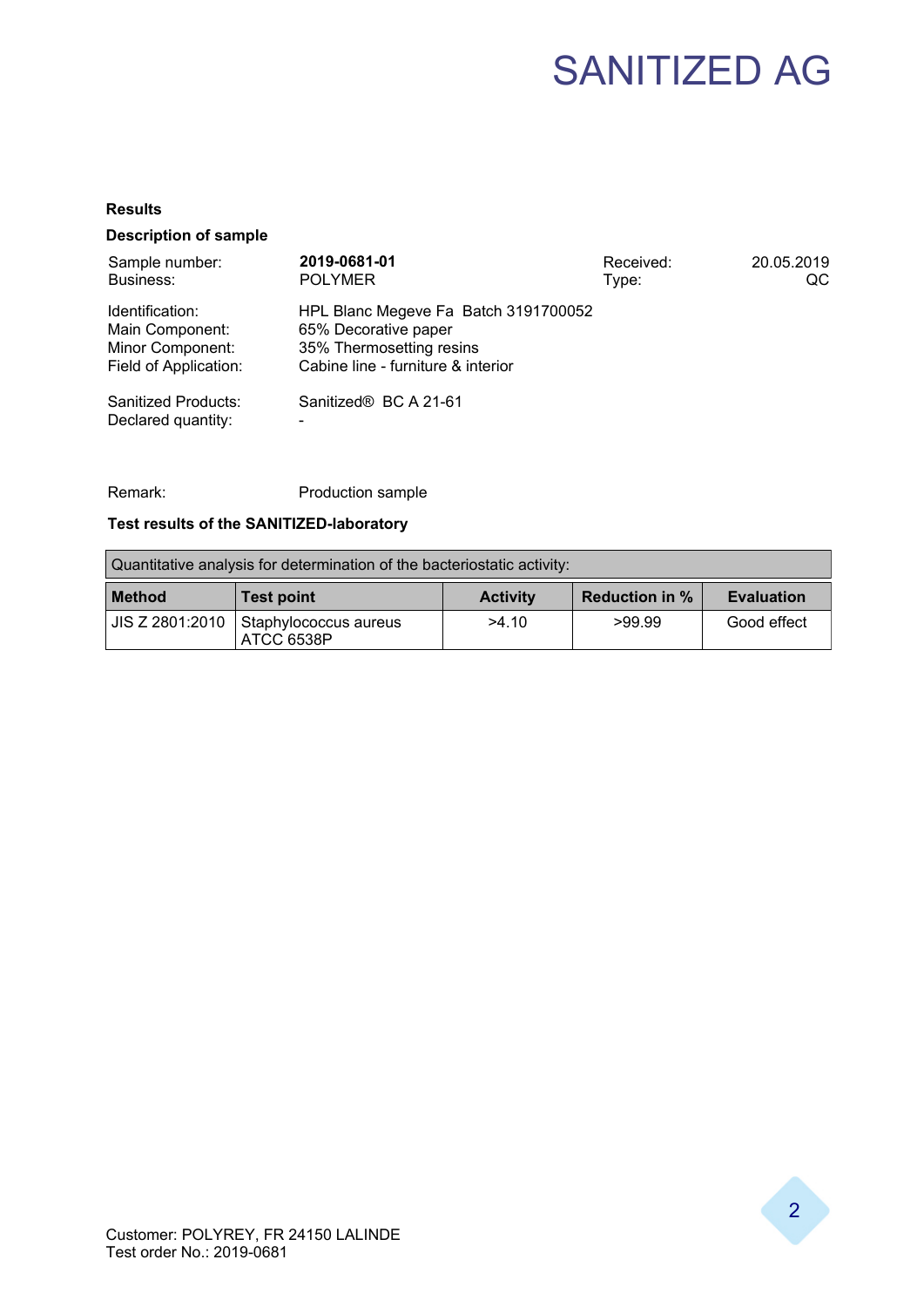# SANITIZED AG

**Results**

**Description of sample**

| | | | |
|---|---|---|---|
| Sample number: | **2019-0681-01** | Received: | 20.05.2019 |
| Business: | POLYMER | Type: | QC |

Identification: HPL Blanc Megeve Fa Batch 3191700052
Main Component: 65% Decorative paper
Minor Component: 35% Thermosetting resins
Field of Application: Cabine line - furniture & interior

Sanitized Products: Sanitized® BC A 21-61
Declared quantity: -

Remark: Production sample

**Test results of the SANITIZED-laboratory**

Quantitative analysis for determination of the bacteriostatic activity:

| Method | Test point | Activity | Reduction in % | Evaluation |
|---|---|---|---|---|
| JIS Z 2801:2010 | Staphylococcus aureus ATCC 6538P | >4.10 | >99.99 | Good effect |

Customer: POLYREY, FR 24150 LALINDE
Test order No.: 2019-0681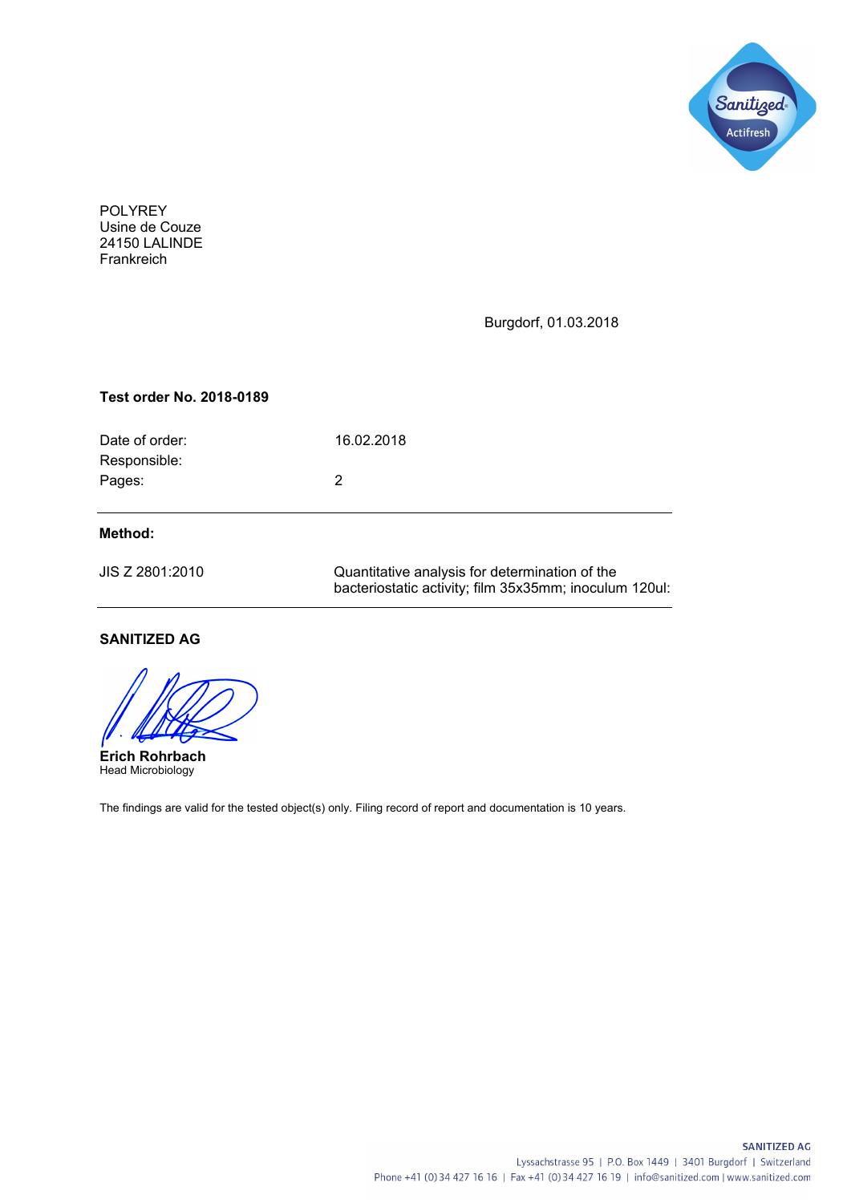POLYREY
Usine de Couze
24150 LALINDE
Frankreich

Burgdorf, 01.03.2018

**Test order No. 2018-0189**

| | |
|---|---|
| Date of order: | 16.02.2018 |
| Responsible: | |
| Pages: | 2 |

---

**Method:**

| | |
|---|---|
| JIS Z 2801:2010 | Quantitative analysis for determination of the bacteriostatic activity; film 35x35mm; inoculum 120ul: |

---

**SANITIZED AG**

**Erich Rohrbach**
Head Microbiology

The findings are valid for the tested object(s) only. Filing record of report and documentation is 10 years.

SANITIZED AG
Lyssachstrasse 95 | P.O. Box 1449 | 3401 Burgdorf | Switzerland
Phone +41 (0) 34 427 16 16 | Fax +41 (0) 34 427 16 19 | info@sanitized.com | www.sanitized.com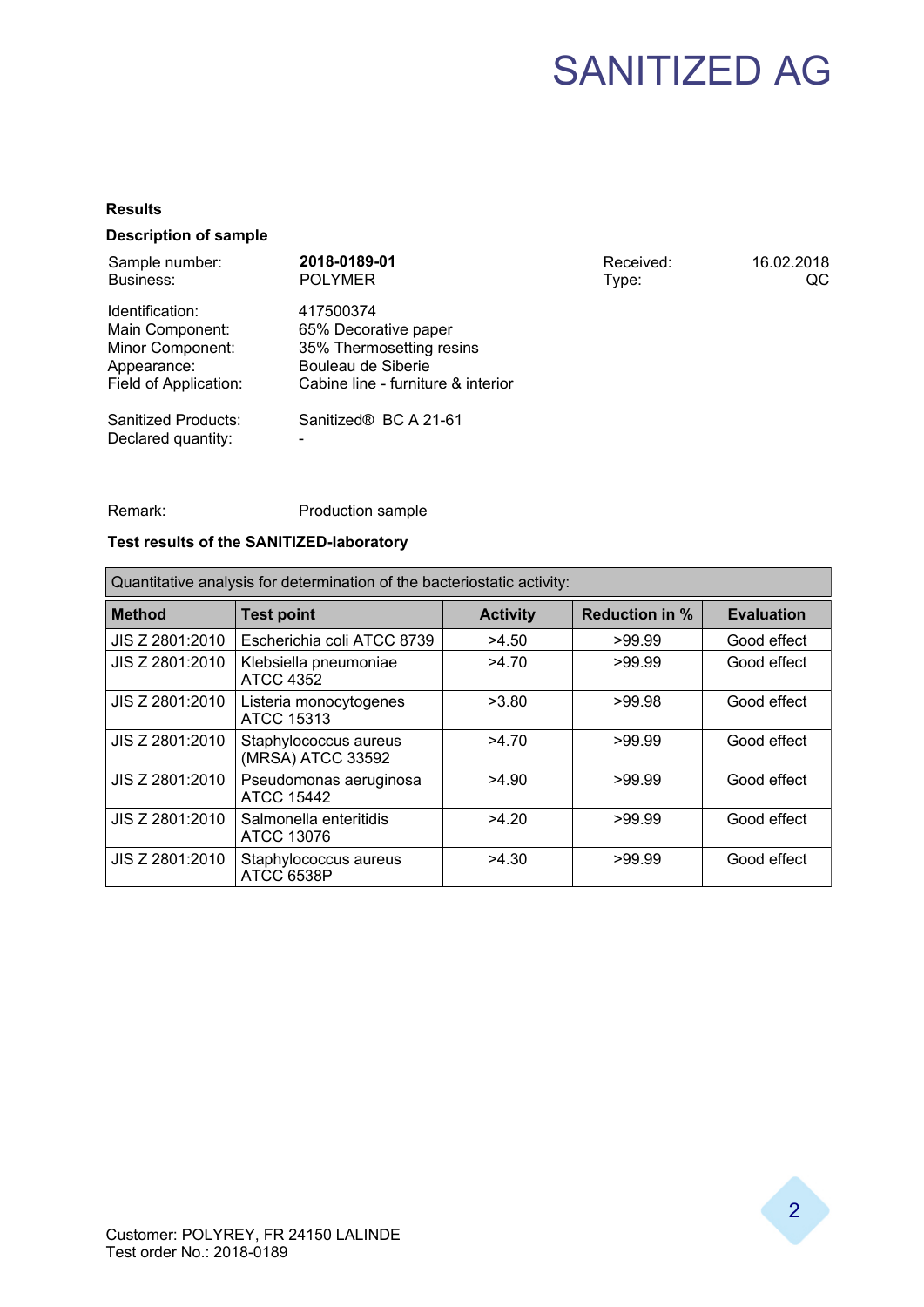# SANITIZED AG

**Results**

**Description of sample**

| | | | |
|---|---|---|---|
| Sample number: | **2018-0189-01** | Received: | 16.02.2018 |
| Business: | POLYMER | Type: | QC |

Identification: 417500374
Main Component: 65% Decorative paper
Minor Component: 35% Thermosetting resins
Appearance: Bouleau de Siberie
Field of Application: Cabine line - furniture & interior

Sanitized Products: Sanitized® BC A 21-61
Declared quantity: -

Remark: Production sample

**Test results of the SANITIZED-laboratory**

Quantitative analysis for determination of the bacteriostatic activity:

| Method | Test point | Activity | Reduction in % | Evaluation |
|---|---|---|---|---|
| JIS Z 2801:2010 | Escherichia coli ATCC 8739 | >4.50 | >99.99 | Good effect |
| JIS Z 2801:2010 | Klebsiella pneumoniae ATCC 4352 | >4.70 | >99.99 | Good effect |
| JIS Z 2801:2010 | Listeria monocytogenes ATCC 15313 | >3.80 | >99.98 | Good effect |
| JIS Z 2801:2010 | Staphylococcus aureus (MRSA) ATCC 33592 | >4.70 | >99.99 | Good effect |
| JIS Z 2801:2010 | Pseudomonas aeruginosa ATCC 15442 | >4.90 | >99.99 | Good effect |
| JIS Z 2801:2010 | Salmonella enteritidis ATCC 13076 | >4.20 | >99.99 | Good effect |
| JIS Z 2801:2010 | Staphylococcus aureus ATCC 6538P | >4.30 | >99.99 | Good effect |

Customer: POLYREY, FR 24150 LALINDE
Test order No.: 2018-0189